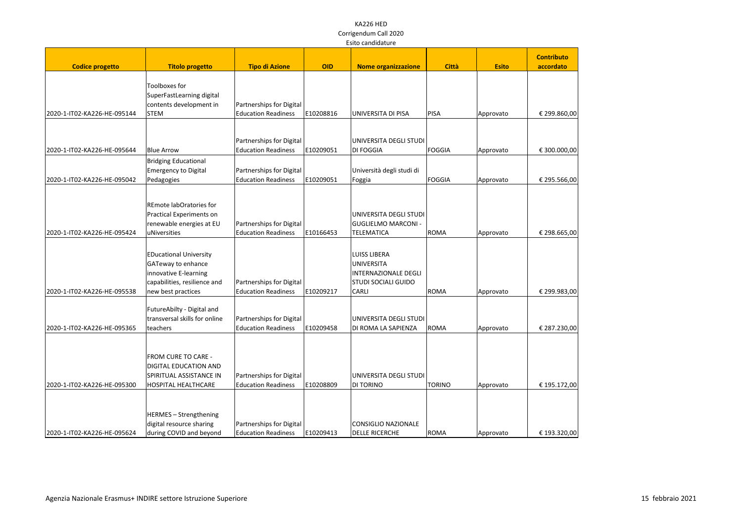KA226 HED
Corrigendum Call 2020
Esito candidature

| Codice progetto | Titolo progetto | Tipo di Azione | OID | Nome organizzazione | Città | Esito | Contributo accordato |
|---|---|---|---|---|---|---|---|
| 2020-1-IT02-KA226-HE-095144 | Toolboxes for SuperFastLearning digital contents development in STEM | Partnerships for Digital Education Readiness | E10208816 | UNIVERSITA DI PISA | PISA | Approvato | € 299.860,00 |
| 2020-1-IT02-KA226-HE-095644 | Blue Arrow | Partnerships for Digital Education Readiness | E10209051 | UNIVERSITA DEGLI STUDI DI FOGGIA | FOGGIA | Approvato | € 300.000,00 |
| 2020-1-IT02-KA226-HE-095042 | Bridging Educational Emergency to Digital Pedagogies | Partnerships for Digital Education Readiness | E10209051 | Università degli studi di Foggia | FOGGIA | Approvato | € 295.566,00 |
| 2020-1-IT02-KA226-HE-095424 | REmote labOratories for Practical Experiments on renewable energies at EU uNiversities | Partnerships for Digital Education Readiness | E10166453 | UNIVERSITA DEGLI STUDI GUGLIELMO MARCONI - TELEMATICA | ROMA | Approvato | € 298.665,00 |
| 2020-1-IT02-KA226-HE-095538 | EDucational University GATeway to enhance innovative E-learning capabilities, resilience and new best practices | Partnerships for Digital Education Readiness | E10209217 | LUISS LIBERA UNIVERSITA INTERNAZIONALE DEGLI STUDI SOCIALI GUIDO CARLI | ROMA | Approvato | € 299.983,00 |
| 2020-1-IT02-KA226-HE-095365 | FutureAbilty - Digital and transversal skills for online teachers | Partnerships for Digital Education Readiness | E10209458 | UNIVERSITA DEGLI STUDI DI ROMA LA SAPIENZA | ROMA | Approvato | € 287.230,00 |
| 2020-1-IT02-KA226-HE-095300 | FROM CURE TO CARE - DIGITAL EDUCATION AND SPIRITUAL ASSISTANCE IN HOSPITAL HEALTHCARE | Partnerships for Digital Education Readiness | E10208809 | UNIVERSITA DEGLI STUDI DI TORINO | TORINO | Approvato | € 195.172,00 |
| 2020-1-IT02-KA226-HE-095624 | HERMES – Strengthening digital resource sharing during COVID and beyond | Partnerships for Digital Education Readiness | E10209413 | CONSIGLIO NAZIONALE DELLE RICERCHE | ROMA | Approvato | € 193.320,00 |

Agenzia Nazionale Erasmus+ INDIRE settore Istruzione Superiore

15 febbraio 2021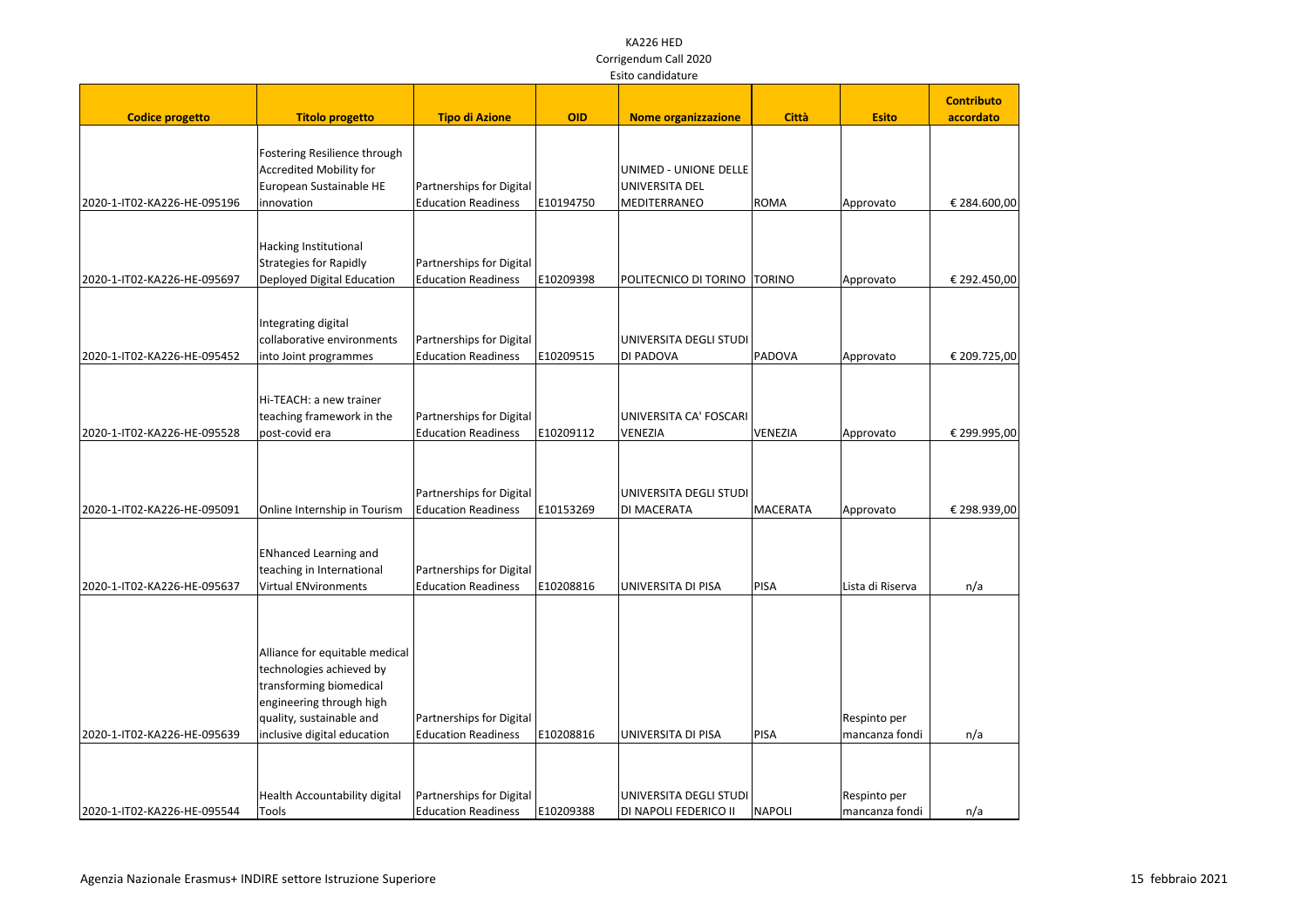KA226 HED

Corrigendum Call 2020

Esito candidature

| Codice progetto | Titolo progetto | Tipo di Azione | OID | Nome organizzazione | Città | Esito | Contributo accordato |
|---|---|---|---|---|---|---|---|
| 2020-1-IT02-KA226-HE-095196 | Fostering Resilience through Accredited Mobility for European Sustainable HE innovation | Partnerships for Digital Education Readiness | E10194750 | UNIMED - UNIONE DELLE UNIVERSITA DEL MEDITERRANEO | ROMA | Approvato | € 284.600,00 |
| 2020-1-IT02-KA226-HE-095697 | Hacking Institutional Strategies for Rapidly Deployed Digital Education | Partnerships for Digital Education Readiness | E10209398 | POLITECNICO DI TORINO | TORINO | Approvato | € 292.450,00 |
| 2020-1-IT02-KA226-HE-095452 | Integrating digital collaborative environments into Joint programmes | Partnerships for Digital Education Readiness | E10209515 | UNIVERSITA DEGLI STUDI DI PADOVA | PADOVA | Approvato | € 209.725,00 |
| 2020-1-IT02-KA226-HE-095528 | Hi-TEACH: a new trainer teaching framework in the post-covid era | Partnerships for Digital Education Readiness | E10209112 | UNIVERSITA CA' FOSCARI VENEZIA | VENEZIA | Approvato | € 299.995,00 |
| 2020-1-IT02-KA226-HE-095091 | Online Internship in Tourism | Partnerships for Digital Education Readiness | E10153269 | UNIVERSITA DEGLI STUDI DI MACERATA | MACERATA | Approvato | € 298.939,00 |
| 2020-1-IT02-KA226-HE-095637 | ENhanced Learning and teaching in International Virtual ENvironments | Partnerships for Digital Education Readiness | E10208816 | UNIVERSITA DI PISA | PISA | Lista di Riserva | n/a |
| 2020-1-IT02-KA226-HE-095639 | Alliance for equitable medical technologies achieved by transforming biomedical engineering through high quality, sustainable and inclusive digital education | Partnerships for Digital Education Readiness | E10208816 | UNIVERSITA DI PISA | PISA | Respinto per mancanza fondi | n/a |
| 2020-1-IT02-KA226-HE-095544 | Health Accountability digital Tools | Partnerships for Digital Education Readiness | E10209388 | UNIVERSITA DEGLI STUDI DI NAPOLI FEDERICO II | NAPOLI | Respinto per mancanza fondi | n/a |

Agenzia Nazionale Erasmus+ INDIRE settore Istruzione Superiore

15 febbraio 2021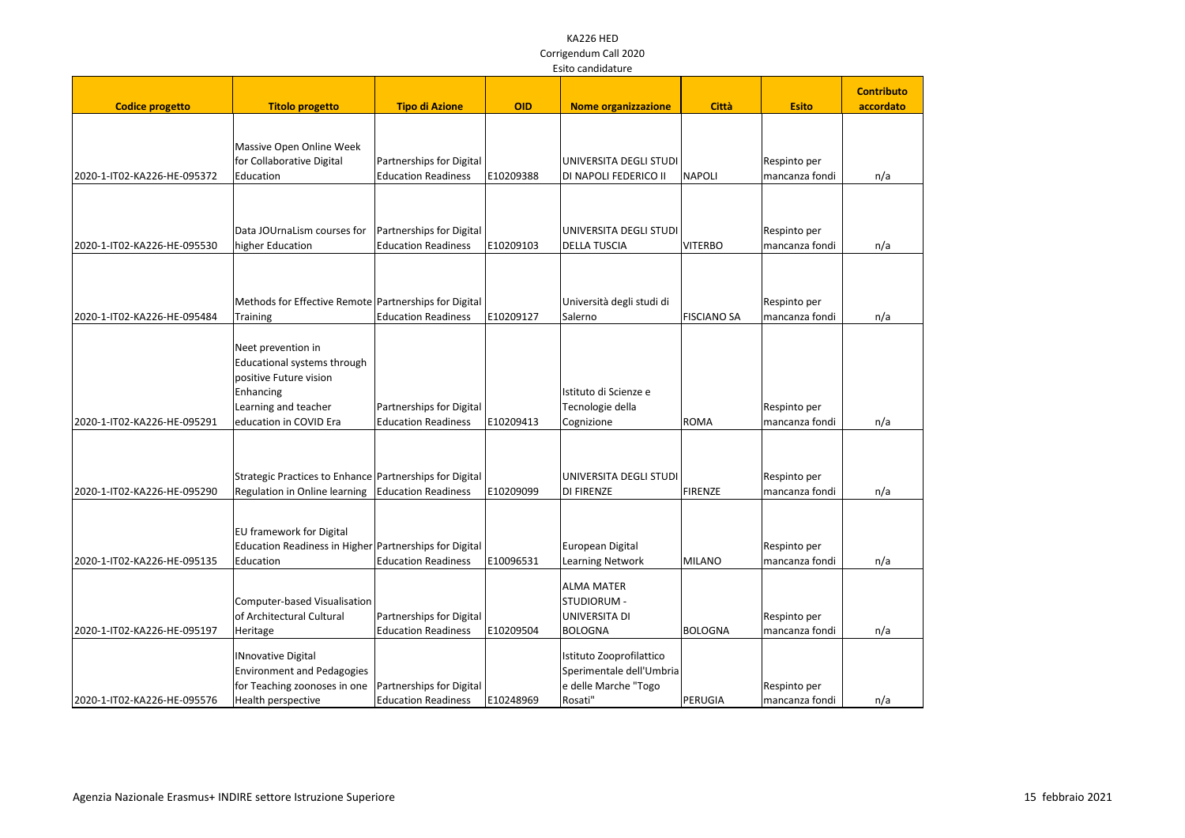KA226 HED
Corrigendum Call 2020
Esito candidature

| Codice progetto | Titolo progetto | Tipo di Azione | OID | Nome organizzazione | Città | Esito | Contributo accordato |
|---|---|---|---|---|---|---|---|
| 2020-1-IT02-KA226-HE-095372 | Massive Open Online Week for Collaborative Digital Education | Partnerships for Digital Education Readiness | E10209388 | UNIVERSITA DEGLI STUDI DI NAPOLI FEDERICO II | NAPOLI | Respinto per mancanza fondi | n/a |
| 2020-1-IT02-KA226-HE-095530 | Data JOUrnaLism courses for higher Education | Partnerships for Digital Education Readiness | E10209103 | UNIVERSITA DEGLI STUDI DELLA TUSCIA | VITERBO | Respinto per mancanza fondi | n/a |
| 2020-1-IT02-KA226-HE-095484 | Methods for Effective Remote Training | Partnerships for Digital Education Readiness | E10209127 | Università degli studi di Salerno | FISCIANO SA | Respinto per mancanza fondi | n/a |
| 2020-1-IT02-KA226-HE-095291 | Neet prevention in Educational systems through positive Future vision Enhancing Learning and teacher education in COVID Era | Partnerships for Digital Education Readiness | E10209413 | Istituto di Scienze e Tecnologie della Cognizione | ROMA | Respinto per mancanza fondi | n/a |
| 2020-1-IT02-KA226-HE-095290 | Strategic Practices to Enhance Regulation in Online learning | Partnerships for Digital Education Readiness | E10209099 | UNIVERSITA DEGLI STUDI DI FIRENZE | FIRENZE | Respinto per mancanza fondi | n/a |
| 2020-1-IT02-KA226-HE-095135 | EU framework for Digital Education Readiness in Higher Education | Partnerships for Digital Education Readiness | E10096531 | European Digital Learning Network | MILANO | Respinto per mancanza fondi | n/a |
| 2020-1-IT02-KA226-HE-095197 | Computer-based Visualisation of Architectural Cultural Heritage | Partnerships for Digital Education Readiness | E10209504 | ALMA MATER STUDIORUM - UNIVERSITA DI BOLOGNA | BOLOGNA | Respinto per mancanza fondi | n/a |
| 2020-1-IT02-KA226-HE-095576 | INnovative Digital Environment and Pedagogies for Teaching zoonoses in one Health perspective | Partnerships for Digital Education Readiness | E10248969 | Istituto Zooprofilattico Sperimentale dell'Umbria e delle Marche "Togo Rosati" | PERUGIA | Respinto per mancanza fondi | n/a |

Agenzia Nazionale Erasmus+ INDIRE settore Istruzione Superiore — 15 febbraio 2021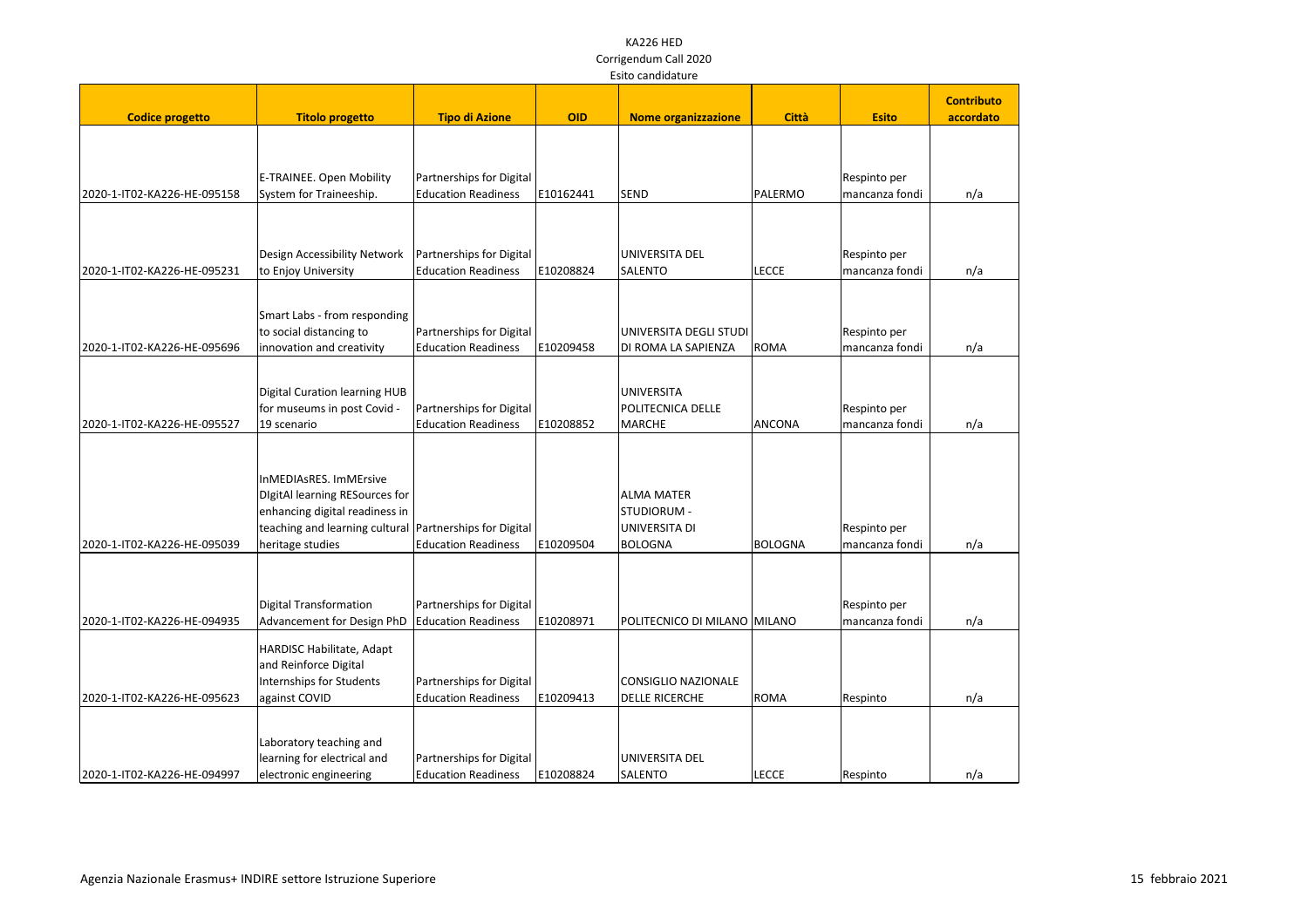KA226 HED
Corrigendum Call 2020
Esito candidature

| Codice progetto | Titolo progetto | Tipo di Azione | OID | Nome organizzazione | Città | Esito | Contributo accordato |
|---|---|---|---|---|---|---|---|
| 2020-1-IT02-KA226-HE-095158 | E-TRAINEE. Open Mobility System for Traineeship. | Partnerships for Digital Education Readiness | E10162441 | SEND | PALERMO | Respinto per mancanza fondi | n/a |
| 2020-1-IT02-KA226-HE-095231 | Design Accessibility Network to Enjoy University | Partnerships for Digital Education Readiness | E10208824 | UNIVERSITA DEL SALENTO | LECCE | Respinto per mancanza fondi | n/a |
| 2020-1-IT02-KA226-HE-095696 | Smart Labs - from responding to social distancing to innovation and creativity | Partnerships for Digital Education Readiness | E10209458 | UNIVERSITA DEGLI STUDI DI ROMA LA SAPIENZA | ROMA | Respinto per mancanza fondi | n/a |
| 2020-1-IT02-KA226-HE-095527 | Digital Curation learning HUB for museums in post Covid - 19 scenario | Partnerships for Digital Education Readiness | E10208852 | UNIVERSITA POLITECNICA DELLE MARCHE | ANCONA | Respinto per mancanza fondi | n/a |
| 2020-1-IT02-KA226-HE-095039 | InMEDIAsRES. ImMErsive DIgitAl learning RESources for enhancing digital readiness in teaching and learning cultural heritage studies | Partnerships for Digital Education Readiness | E10209504 | ALMA MATER STUDIORUM - UNIVERSITA DI BOLOGNA | BOLOGNA | Respinto per mancanza fondi | n/a |
| 2020-1-IT02-KA226-HE-094935 | Digital Transformation Advancement for Design PhD | Partnerships for Digital Education Readiness | E10208971 | POLITECNICO DI MILANO | MILANO | Respinto per mancanza fondi | n/a |
| 2020-1-IT02-KA226-HE-095623 | HARDISC Habilitate, Adapt and Reinforce Digital Internships for Students against COVID | Partnerships for Digital Education Readiness | E10209413 | CONSIGLIO NAZIONALE DELLE RICERCHE | ROMA | Respinto | n/a |
| 2020-1-IT02-KA226-HE-094997 | Laboratory teaching and learning for electrical and electronic engineering | Partnerships for Digital Education Readiness | E10208824 | UNIVERSITA DEL SALENTO | LECCE | Respinto | n/a |

Agenzia Nazionale Erasmus+ INDIRE settore Istruzione Superiore — 15 febbraio 2021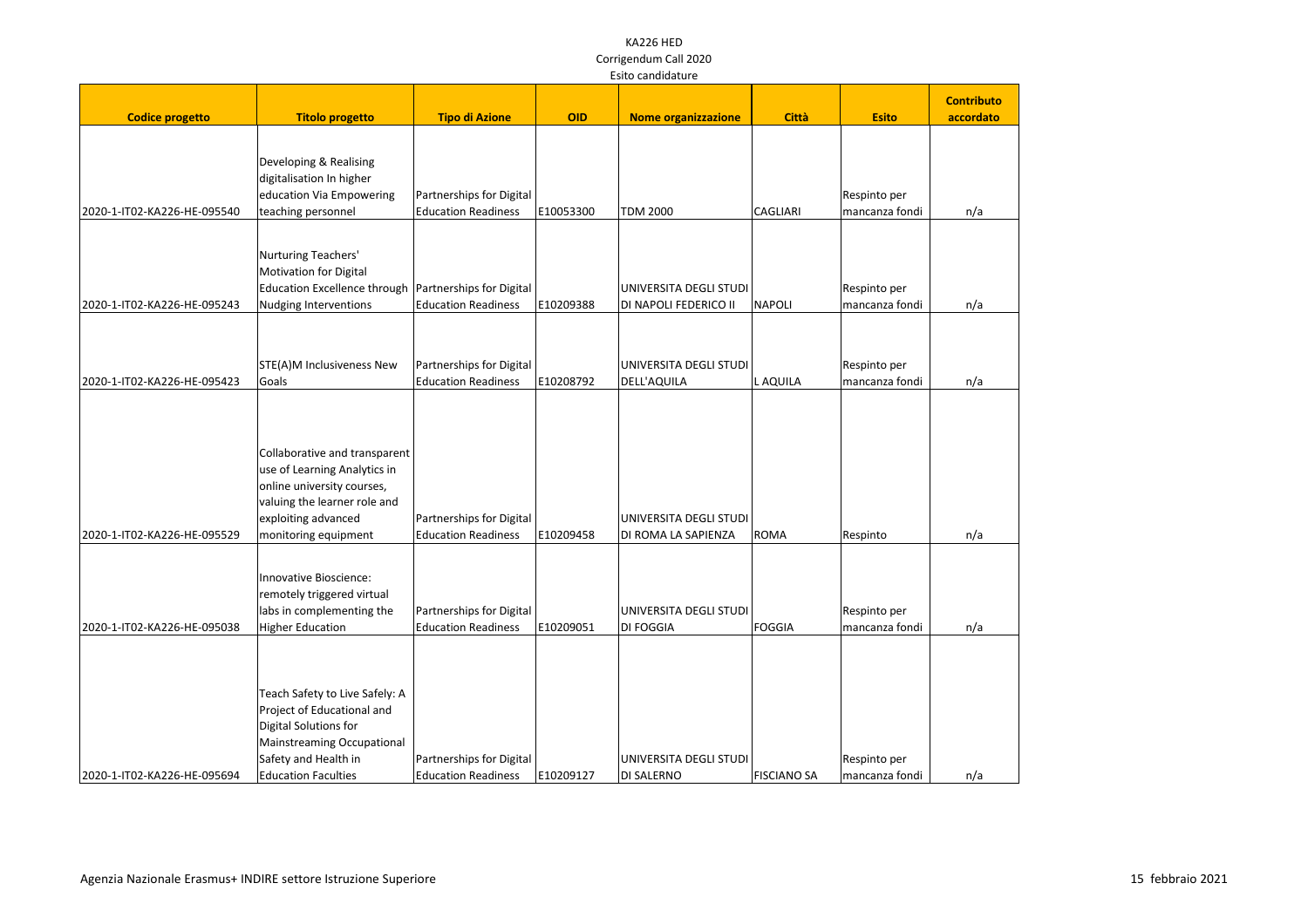KA226 HED
Corrigendum Call 2020
Esito candidature

| Codice progetto | Titolo progetto | Tipo di Azione | OID | Nome organizzazione | Città | Esito | Contributo accordato |
|---|---|---|---|---|---|---|---|
| 2020-1-IT02-KA226-HE-095540 | Developing & Realising digitalisation In higher education Via Empowering teaching personnel | Partnerships for Digital Education Readiness | E10053300 | TDM 2000 | CAGLIARI | Respinto per mancanza fondi | n/a |
| 2020-1-IT02-KA226-HE-095243 | Nurturing Teachers' Motivation for Digital Education Excellence through Nudging Interventions | Partnerships for Digital Education Readiness | E10209388 | UNIVERSITA DEGLI STUDI DI NAPOLI FEDERICO II | NAPOLI | Respinto per mancanza fondi | n/a |
| 2020-1-IT02-KA226-HE-095423 | STE(A)M Inclusiveness New Goals | Partnerships for Digital Education Readiness | E10208792 | UNIVERSITA DEGLI STUDI DELL'AQUILA | L AQUILA | Respinto per mancanza fondi | n/a |
| 2020-1-IT02-KA226-HE-095529 | Collaborative and transparent use of Learning Analytics in online university courses, valuing the learner role and exploiting advanced monitoring equipment | Partnerships for Digital Education Readiness | E10209458 | UNIVERSITA DEGLI STUDI DI ROMA LA SAPIENZA | ROMA | Respinto | n/a |
| 2020-1-IT02-KA226-HE-095038 | Innovative Bioscience: remotely triggered virtual labs in complementing the Higher Education | Partnerships for Digital Education Readiness | E10209051 | UNIVERSITA DEGLI STUDI DI FOGGIA | FOGGIA | Respinto per mancanza fondi | n/a |
| 2020-1-IT02-KA226-HE-095694 | Teach Safety to Live Safely: A Project of Educational and Digital Solutions for Mainstreaming Occupational Safety and Health in Education Faculties | Partnerships for Digital Education Readiness | E10209127 | UNIVERSITA DEGLI STUDI DI SALERNO | FISCIANO SA | Respinto per mancanza fondi | n/a |

Agenzia Nazionale Erasmus+ INDIRE settore Istruzione Superiore

15 febbraio 2021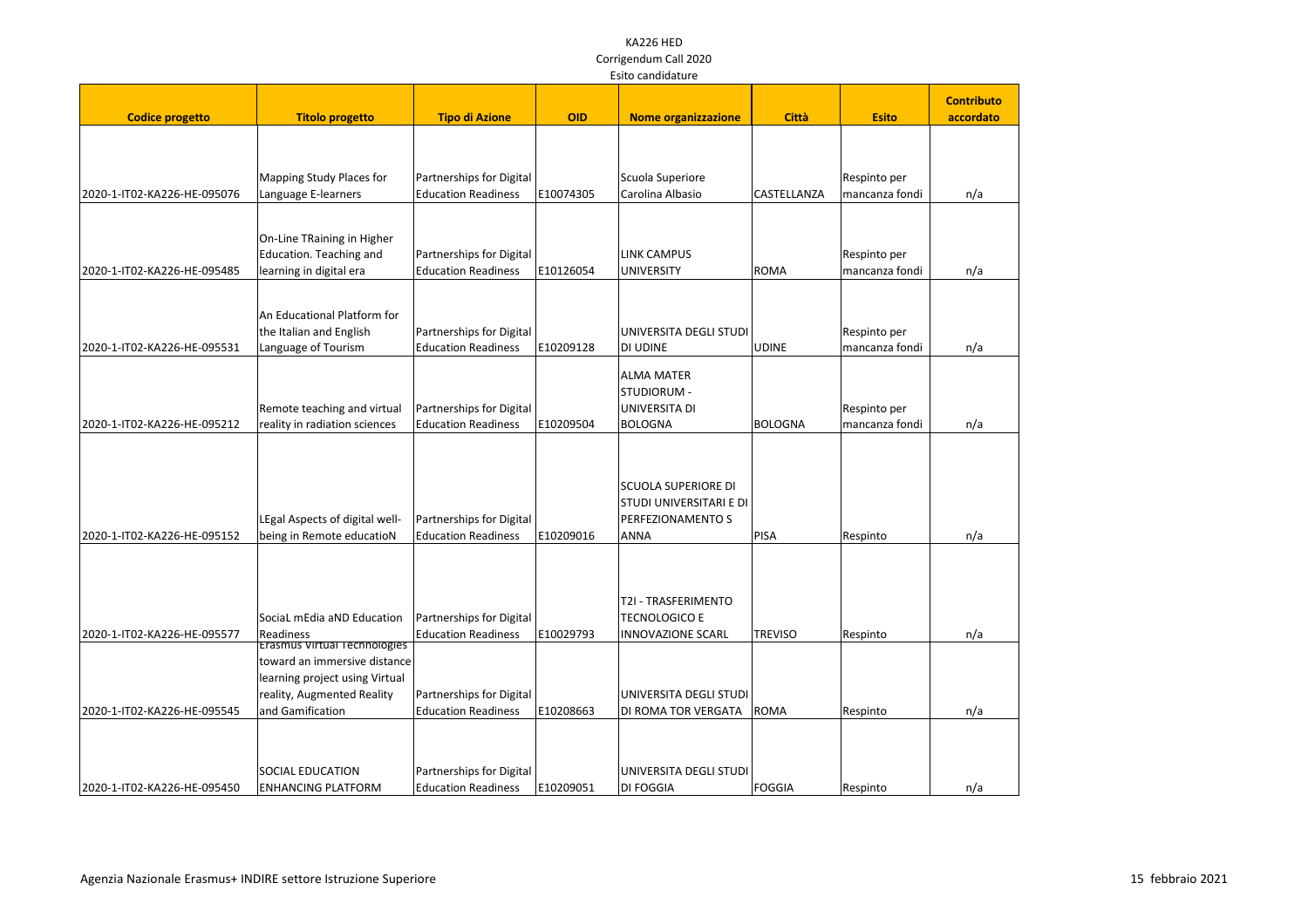KA226 HED
Corrigendum Call 2020
Esito candidature

| Codice progetto | Titolo progetto | Tipo di Azione | OID | Nome organizzazione | Città | Esito | Contributo accordato |
|---|---|---|---|---|---|---|---|
| 2020-1-IT02-KA226-HE-095076 | Mapping Study Places for Language E-learners | Partnerships for Digital Education Readiness | E10074305 | Scuola Superiore Carolina Albasio | CASTELLANZA | Respinto per mancanza fondi | n/a |
| 2020-1-IT02-KA226-HE-095485 | On-Line TRaining in Higher Education. Teaching and learning in digital era | Partnerships for Digital Education Readiness | E10126054 | LINK CAMPUS UNIVERSITY | ROMA | Respinto per mancanza fondi | n/a |
| 2020-1-IT02-KA226-HE-095531 | An Educational Platform for the Italian and English Language of Tourism | Partnerships for Digital Education Readiness | E10209128 | UNIVERSITA DEGLI STUDI DI UDINE | UDINE | Respinto per mancanza fondi | n/a |
| 2020-1-IT02-KA226-HE-095212 | Remote teaching and virtual reality in radiation sciences | Partnerships for Digital Education Readiness | E10209504 | ALMA MATER STUDIORUM - UNIVERSITA DI BOLOGNA | BOLOGNA | Respinto per mancanza fondi | n/a |
| 2020-1-IT02-KA226-HE-095152 | LEgal Aspects of digital well-being in Remote educatioN | Partnerships for Digital Education Readiness | E10209016 | SCUOLA SUPERIORE DI STUDI UNIVERSITARI E DI PERFEZIONAMENTO S ANNA | PISA | Respinto | n/a |
| 2020-1-IT02-KA226-HE-095577 | SociaL mEdia aND Education Readiness | Partnerships for Digital Education Readiness | E10029793 | T2I - TRASFERIMENTO TECNOLOGICO E INNOVAZIONE SCARL | TREVISO | Respinto | n/a |
| 2020-1-IT02-KA226-HE-095545 | Erasmus Virtual Technologies toward an immersive distance learning project using Virtual reality, Augmented Reality and Gamification | Partnerships for Digital Education Readiness | E10208663 | UNIVERSITA DEGLI STUDI DI ROMA TOR VERGATA | ROMA | Respinto | n/a |
| 2020-1-IT02-KA226-HE-095450 | SOCIAL EDUCATION ENHANCING PLATFORM | Partnerships for Digital Education Readiness | E10209051 | UNIVERSITA DEGLI STUDI DI FOGGIA | FOGGIA | Respinto | n/a |

Agenzia Nazionale Erasmus+ INDIRE settore Istruzione Superiore

15 febbraio 2021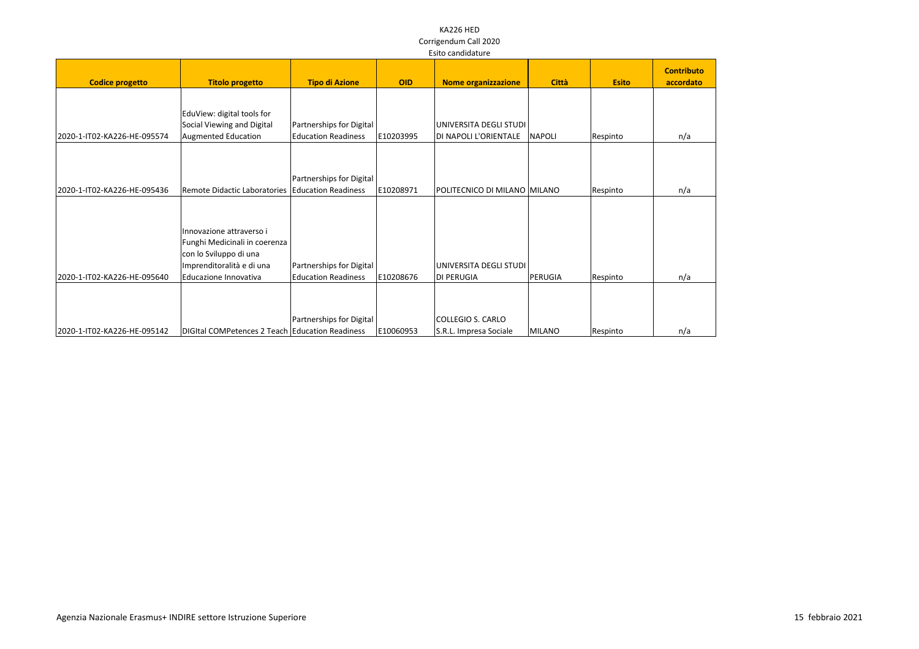KA226 HED
Corrigendum Call 2020
Esito candidature

| Codice progetto | Titolo progetto | Tipo di Azione | OID | Nome organizzazione | Città | Esito | Contributo accordato |
| --- | --- | --- | --- | --- | --- | --- | --- |
| 2020-1-IT02-KA226-HE-095574 | EduView: digital tools for Social Viewing and Digital Augmented Education | Partnerships for Digital Education Readiness | E10203995 | UNIVERSITA DEGLI STUDI DI NAPOLI L'ORIENTALE | NAPOLI | Respinto | n/a |
| 2020-1-IT02-KA226-HE-095436 | Remote Didactic Laboratories | Partnerships for Digital Education Readiness | E10208971 | POLITECNICO DI MILANO | MILANO | Respinto | n/a |
| 2020-1-IT02-KA226-HE-095640 | Innovazione attraverso i Funghi Medicinali in coerenza con lo Sviluppo di una Imprenditoralità e di una Educazione Innovativa | Partnerships for Digital Education Readiness | E10208676 | UNIVERSITA DEGLI STUDI DI PERUGIA | PERUGIA | Respinto | n/a |
| 2020-1-IT02-KA226-HE-095142 | DIGItal COMPetences 2 Teach | Partnerships for Digital Education Readiness | E10060953 | COLLEGIO S. CARLO S.R.L. Impresa Sociale | MILANO | Respinto | n/a |

Agenzia Nazionale Erasmus+ INDIRE settore Istruzione Superiore

15 febbraio 2021